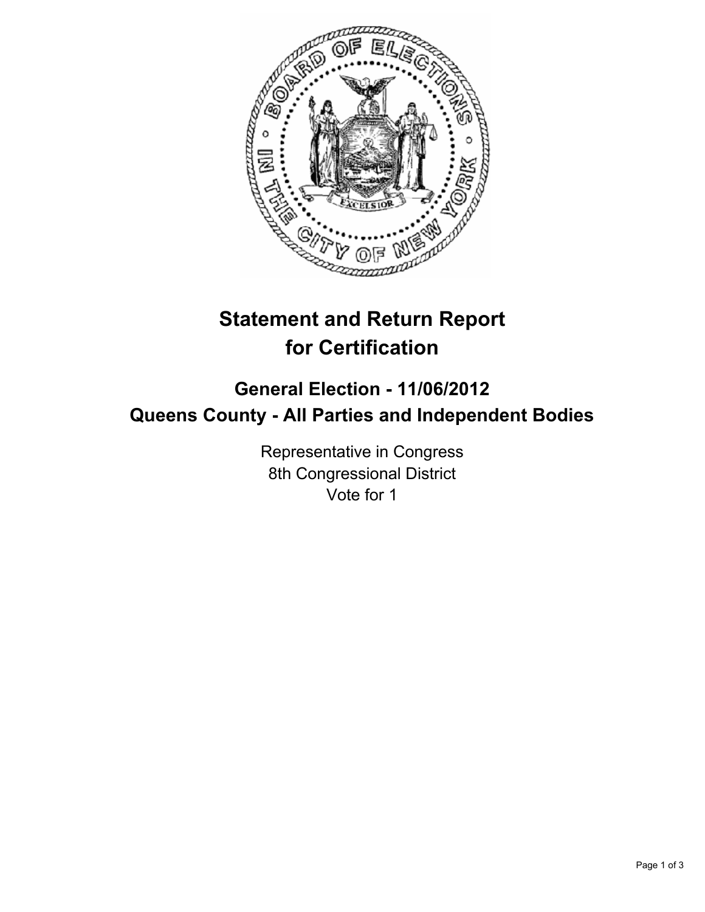# Statement and Return Report for Certification

## General Election - 11/06/2012
## Queens County - All Parties and Independent Bodies

Representative in Congress
8th Congressional District
Vote for 1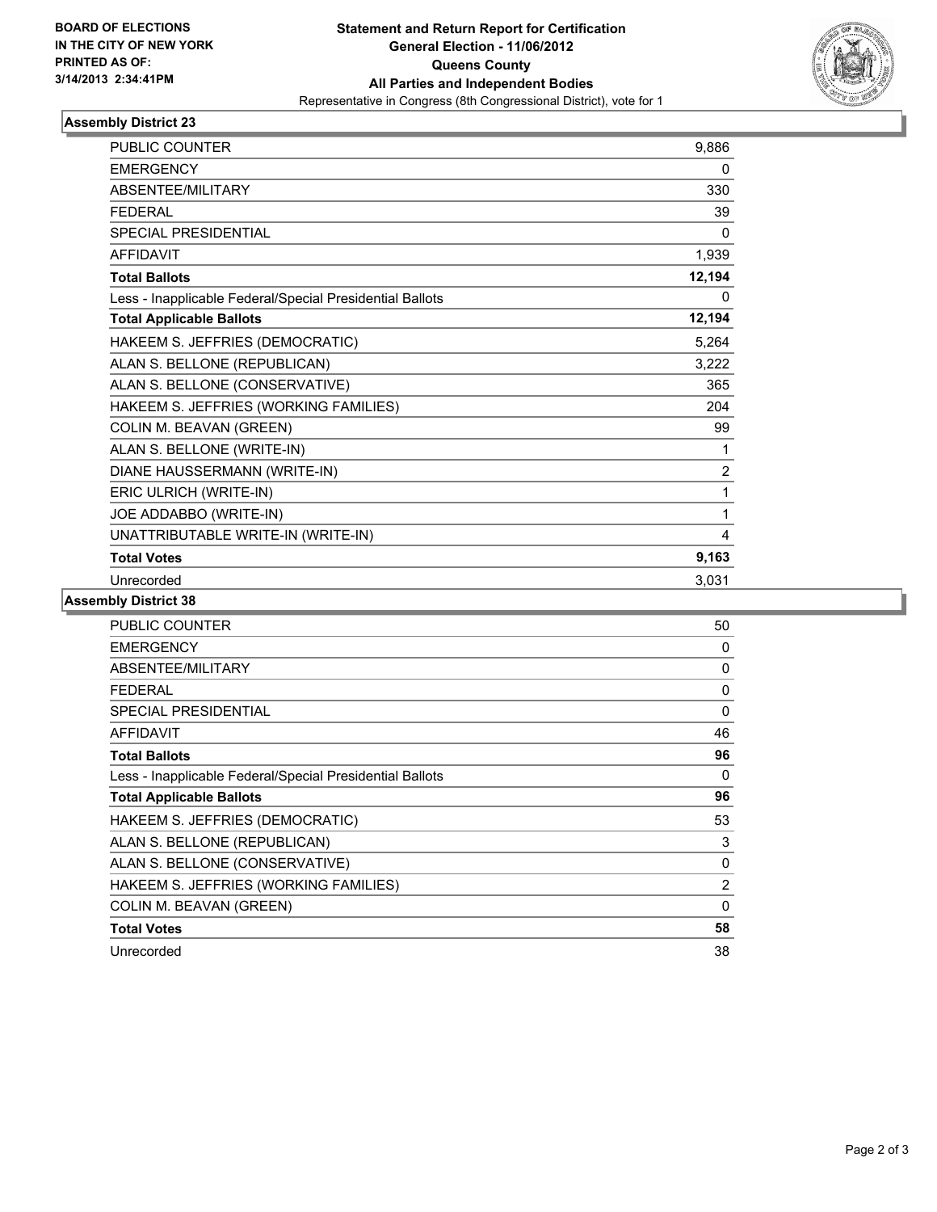**BOARD OF ELECTIONS IN THE CITY OF NEW YORK PRINTED AS OF: 3/14/2013 2:34:41PM**

**Statement and Return Report for Certification**
**General Election - 11/06/2012**
**Queens County**
**All Parties and Independent Bodies**
Representative in Congress (8th Congressional District), vote for 1

### Assembly District 23

| | |
|---|---|
| PUBLIC COUNTER | 9,886 |
| EMERGENCY | 0 |
| ABSENTEE/MILITARY | 330 |
| FEDERAL | 39 |
| SPECIAL PRESIDENTIAL | 0 |
| AFFIDAVIT | 1,939 |
| **Total Ballots** | **12,194** |
| Less - Inapplicable Federal/Special Presidential Ballots | 0 |
| **Total Applicable Ballots** | **12,194** |
| HAKEEM S. JEFFRIES (DEMOCRATIC) | 5,264 |
| ALAN S. BELLONE (REPUBLICAN) | 3,222 |
| ALAN S. BELLONE (CONSERVATIVE) | 365 |
| HAKEEM S. JEFFRIES (WORKING FAMILIES) | 204 |
| COLIN M. BEAVAN (GREEN) | 99 |
| ALAN S. BELLONE (WRITE-IN) | 1 |
| DIANE HAUSSERMANN (WRITE-IN) | 2 |
| ERIC ULRICH (WRITE-IN) | 1 |
| JOE ADDABBO (WRITE-IN) | 1 |
| UNATTRIBUTABLE WRITE-IN (WRITE-IN) | 4 |
| **Total Votes** | **9,163** |
| Unrecorded | 3,031 |

### Assembly District 38

| | |
|---|---|
| PUBLIC COUNTER | 50 |
| EMERGENCY | 0 |
| ABSENTEE/MILITARY | 0 |
| FEDERAL | 0 |
| SPECIAL PRESIDENTIAL | 0 |
| AFFIDAVIT | 46 |
| **Total Ballots** | **96** |
| Less - Inapplicable Federal/Special Presidential Ballots | 0 |
| **Total Applicable Ballots** | **96** |
| HAKEEM S. JEFFRIES (DEMOCRATIC) | 53 |
| ALAN S. BELLONE (REPUBLICAN) | 3 |
| ALAN S. BELLONE (CONSERVATIVE) | 0 |
| HAKEEM S. JEFFRIES (WORKING FAMILIES) | 2 |
| COLIN M. BEAVAN (GREEN) | 0 |
| **Total Votes** | **58** |
| Unrecorded | 38 |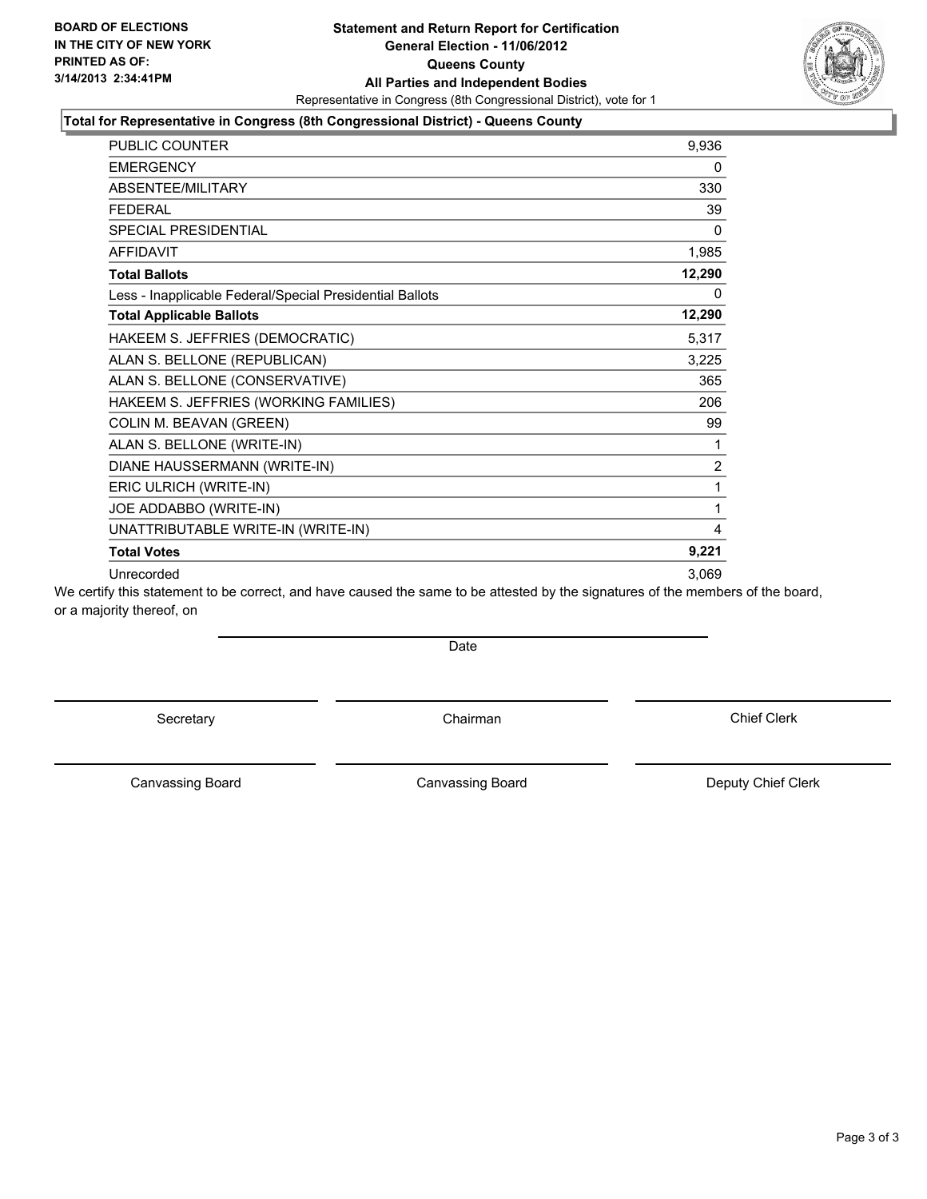**BOARD OF ELECTIONS IN THE CITY OF NEW YORK PRINTED AS OF: 3/14/2013 2:34:41PM**

# Statement and Return Report for Certification General Election - 11/06/2012 Queens County All Parties and Independent Bodies

Representative in Congress (8th Congressional District), vote for 1

## Total for Representative in Congress (8th Congressional District) - Queens County

| | |
|---|---|
| PUBLIC COUNTER | 9,936 |
| EMERGENCY | 0 |
| ABSENTEE/MILITARY | 330 |
| FEDERAL | 39 |
| SPECIAL PRESIDENTIAL | 0 |
| AFFIDAVIT | 1,985 |
| **Total Ballots** | **12,290** |
| Less - Inapplicable Federal/Special Presidential Ballots | 0 |
| **Total Applicable Ballots** | **12,290** |
| HAKEEM S. JEFFRIES (DEMOCRATIC) | 5,317 |
| ALAN S. BELLONE (REPUBLICAN) | 3,225 |
| ALAN S. BELLONE (CONSERVATIVE) | 365 |
| HAKEEM S. JEFFRIES (WORKING FAMILIES) | 206 |
| COLIN M. BEAVAN (GREEN) | 99 |
| ALAN S. BELLONE (WRITE-IN) | 1 |
| DIANE HAUSSERMANN (WRITE-IN) | 2 |
| ERIC ULRICH (WRITE-IN) | 1 |
| JOE ADDABBO (WRITE-IN) | 1 |
| UNATTRIBUTABLE WRITE-IN (WRITE-IN) | 4 |
| **Total Votes** | **9,221** |
| Unrecorded | 3,069 |

We certify this statement to be correct, and have caused the same to be attested by the signatures of the members of the board, or a majority thereof, on

Date

Secretary

Chairman

Chief Clerk

Canvassing Board

Canvassing Board

Deputy Chief Clerk